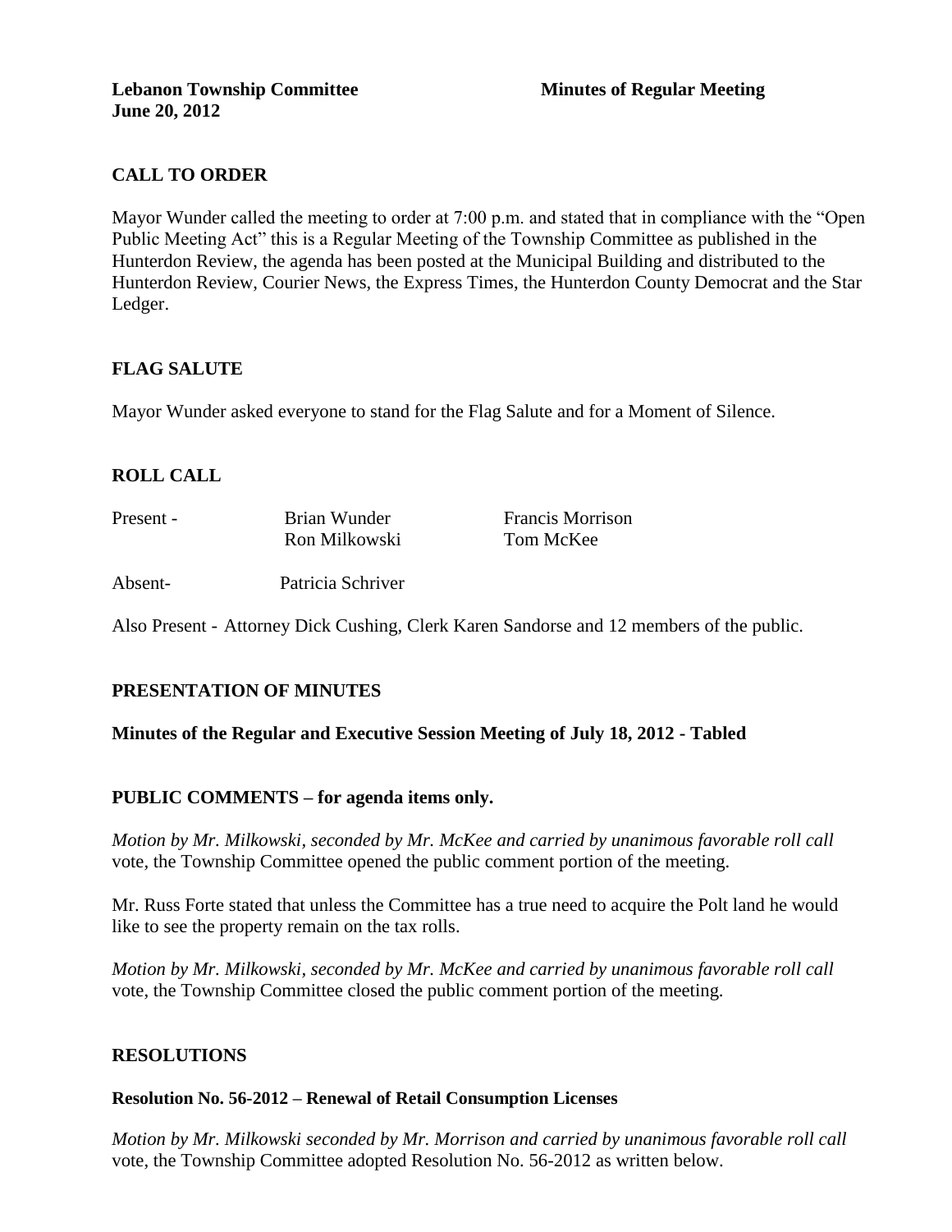**Lebanon Township Committee** **Minutes of Regular Meeting**
**June 20, 2012**

## CALL TO ORDER

Mayor Wunder called the meeting to order at 7:00 p.m. and stated that in compliance with the "Open Public Meeting Act" this is a Regular Meeting of the Township Committee as published in the Hunterdon Review, the agenda has been posted at the Municipal Building and distributed to the Hunterdon Review, Courier News, the Express Times, the Hunterdon County Democrat and the Star Ledger.

## FLAG SALUTE

Mayor Wunder asked everyone to stand for the Flag Salute and for a Moment of Silence.

## ROLL CALL

| | | |
|---|---|---|
| Present - | Brian Wunder | Francis Morrison |
| | Ron Milkowski | Tom McKee |
| Absent- | Patricia Schriver | |

Also Present - Attorney Dick Cushing, Clerk Karen Sandorse and 12 members of the public.

## PRESENTATION OF MINUTES

**Minutes of the Regular and Executive Session Meeting of July 18, 2012 - Tabled**

## PUBLIC COMMENTS – for agenda items only.

*Motion by Mr. Milkowski, seconded by Mr. McKee and carried by unanimous favorable roll call* vote, the Township Committee opened the public comment portion of the meeting.

Mr. Russ Forte stated that unless the Committee has a true need to acquire the Polt land he would like to see the property remain on the tax rolls.

*Motion by Mr. Milkowski, seconded by Mr. McKee and carried by unanimous favorable roll call* vote, the Township Committee closed the public comment portion of the meeting.

## RESOLUTIONS

**Resolution No. 56-2012 – Renewal of Retail Consumption Licenses**

*Motion by Mr. Milkowski seconded by Mr. Morrison and carried by unanimous favorable roll call* vote, the Township Committee adopted Resolution No. 56-2012 as written below.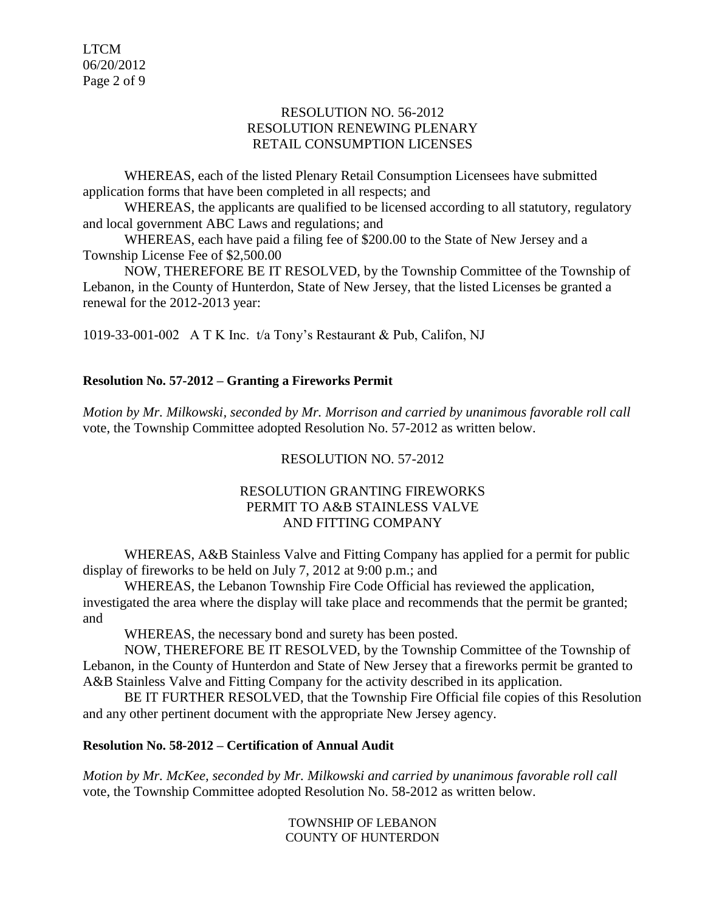RESOLUTION NO. 56-2012
RESOLUTION RENEWING PLENARY
RETAIL CONSUMPTION LICENSES

WHEREAS, each of the listed Plenary Retail Consumption Licensees have submitted application forms that have been completed in all respects; and

WHEREAS, the applicants are qualified to be licensed according to all statutory, regulatory and local government ABC Laws and regulations; and

WHEREAS, each have paid a filing fee of $200.00 to the State of New Jersey and a Township License Fee of $2,500.00

NOW, THEREFORE BE IT RESOLVED, by the Township Committee of the Township of Lebanon, in the County of Hunterdon, State of New Jersey, that the listed Licenses be granted a renewal for the 2012-2013 year:

1019-33-001-002 A T K Inc. t/a Tony's Restaurant & Pub, Califon, NJ

**Resolution No. 57-2012 – Granting a Fireworks Permit**

*Motion by Mr. Milkowski, seconded by Mr. Morrison and carried by unanimous favorable roll call* vote, the Township Committee adopted Resolution No. 57-2012 as written below.

RESOLUTION NO. 57-2012

RESOLUTION GRANTING FIREWORKS
PERMIT TO A&B STAINLESS VALVE
AND FITTING COMPANY

WHEREAS, A&B Stainless Valve and Fitting Company has applied for a permit for public display of fireworks to be held on July 7, 2012 at 9:00 p.m.; and

WHEREAS, the Lebanon Township Fire Code Official has reviewed the application, investigated the area where the display will take place and recommends that the permit be granted; and

WHEREAS, the necessary bond and surety has been posted.

NOW, THEREFORE BE IT RESOLVED, by the Township Committee of the Township of Lebanon, in the County of Hunterdon and State of New Jersey that a fireworks permit be granted to A&B Stainless Valve and Fitting Company for the activity described in its application.

BE IT FURTHER RESOLVED, that the Township Fire Official file copies of this Resolution and any other pertinent document with the appropriate New Jersey agency.

**Resolution No. 58-2012 – Certification of Annual Audit**

*Motion by Mr. McKee, seconded by Mr. Milkowski and carried by unanimous favorable roll call* vote, the Township Committee adopted Resolution No. 58-2012 as written below.

TOWNSHIP OF LEBANON
COUNTY OF HUNTERDON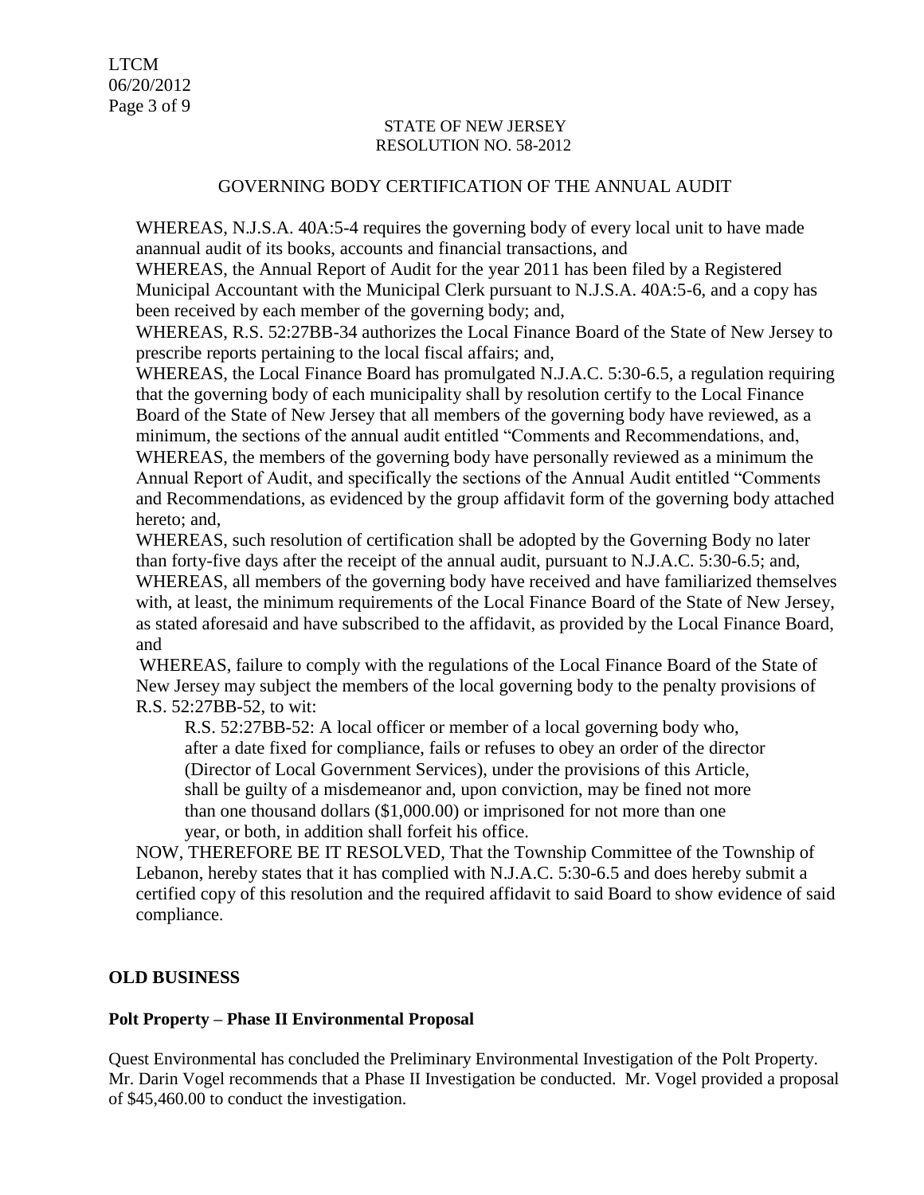STATE OF NEW JERSEY
RESOLUTION NO. 58-2012

GOVERNING BODY CERTIFICATION OF THE ANNUAL AUDIT

WHEREAS, N.J.S.A. 40A:5-4 requires the governing body of every local unit to have made anannual audit of its books, accounts and financial transactions, and

WHEREAS, the Annual Report of Audit for the year 2011 has been filed by a Registered Municipal Accountant with the Municipal Clerk pursuant to N.J.S.A. 40A:5-6, and a copy has been received by each member of the governing body; and,

WHEREAS, R.S. 52:27BB-34 authorizes the Local Finance Board of the State of New Jersey to prescribe reports pertaining to the local fiscal affairs; and,

WHEREAS, the Local Finance Board has promulgated N.J.A.C. 5:30-6.5, a regulation requiring that the governing body of each municipality shall by resolution certify to the Local Finance Board of the State of New Jersey that all members of the governing body have reviewed, as a minimum, the sections of the annual audit entitled "Comments and Recommendations, and,

WHEREAS, the members of the governing body have personally reviewed as a minimum the Annual Report of Audit, and specifically the sections of the Annual Audit entitled "Comments and Recommendations, as evidenced by the group affidavit form of the governing body attached hereto; and,

WHEREAS, such resolution of certification shall be adopted by the Governing Body no later than forty-five days after the receipt of the annual audit, pursuant to N.J.A.C. 5:30-6.5; and,

WHEREAS, all members of the governing body have received and have familiarized themselves with, at least, the minimum requirements of the Local Finance Board of the State of New Jersey, as stated aforesaid and have subscribed to the affidavit, as provided by the Local Finance Board, and

WHEREAS, failure to comply with the regulations of the Local Finance Board of the State of New Jersey may subject the members of the local governing body to the penalty provisions of R.S. 52:27BB-52, to wit:

> R.S. 52:27BB-52: A local officer or member of a local governing body who, after a date fixed for compliance, fails or refuses to obey an order of the director (Director of Local Government Services), under the provisions of this Article, shall be guilty of a misdemeanor and, upon conviction, may be fined not more than one thousand dollars ($1,000.00) or imprisoned for not more than one year, or both, in addition shall forfeit his office.

NOW, THEREFORE BE IT RESOLVED, That the Township Committee of the Township of Lebanon, hereby states that it has complied with N.J.A.C. 5:30-6.5 and does hereby submit a certified copy of this resolution and the required affidavit to said Board to show evidence of said compliance.

## OLD BUSINESS

### Polt Property – Phase II Environmental Proposal

Quest Environmental has concluded the Preliminary Environmental Investigation of the Polt Property. Mr. Darin Vogel recommends that a Phase II Investigation be conducted. Mr. Vogel provided a proposal of $45,460.00 to conduct the investigation.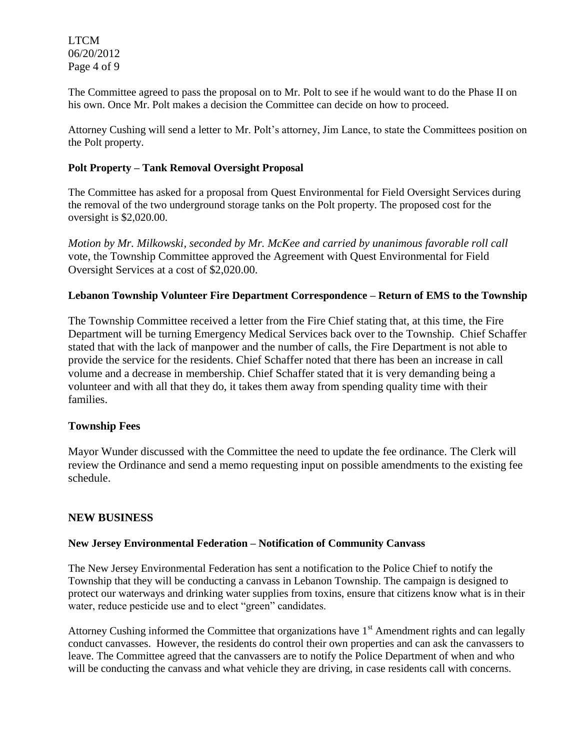The Committee agreed to pass the proposal on to Mr. Polt to see if he would want to do the Phase II on his own. Once Mr. Polt makes a decision the Committee can decide on how to proceed.

Attorney Cushing will send a letter to Mr. Polt's attorney, Jim Lance, to state the Committees position on the Polt property.

**Polt Property – Tank Removal Oversight Proposal**

The Committee has asked for a proposal from Quest Environmental for Field Oversight Services during the removal of the two underground storage tanks on the Polt property. The proposed cost for the oversight is $2,020.00.

*Motion by Mr. Milkowski, seconded by Mr. McKee and carried by unanimous favorable roll call* vote, the Township Committee approved the Agreement with Quest Environmental for Field Oversight Services at a cost of $2,020.00.

**Lebanon Township Volunteer Fire Department Correspondence – Return of EMS to the Township**

The Township Committee received a letter from the Fire Chief stating that, at this time, the Fire Department will be turning Emergency Medical Services back over to the Township. Chief Schaffer stated that with the lack of manpower and the number of calls, the Fire Department is not able to provide the service for the residents. Chief Schaffer noted that there has been an increase in call volume and a decrease in membership. Chief Schaffer stated that it is very demanding being a volunteer and with all that they do, it takes them away from spending quality time with their families.

**Township Fees**

Mayor Wunder discussed with the Committee the need to update the fee ordinance. The Clerk will review the Ordinance and send a memo requesting input on possible amendments to the existing fee schedule.

## NEW BUSINESS

**New Jersey Environmental Federation – Notification of Community Canvass**

The New Jersey Environmental Federation has sent a notification to the Police Chief to notify the Township that they will be conducting a canvass in Lebanon Township. The campaign is designed to protect our waterways and drinking water supplies from toxins, ensure that citizens know what is in their water, reduce pesticide use and to elect "green" candidates.

Attorney Cushing informed the Committee that organizations have 1st Amendment rights and can legally conduct canvasses. However, the residents do control their own properties and can ask the canvassers to leave. The Committee agreed that the canvassers are to notify the Police Department of when and who will be conducting the canvass and what vehicle they are driving, in case residents call with concerns.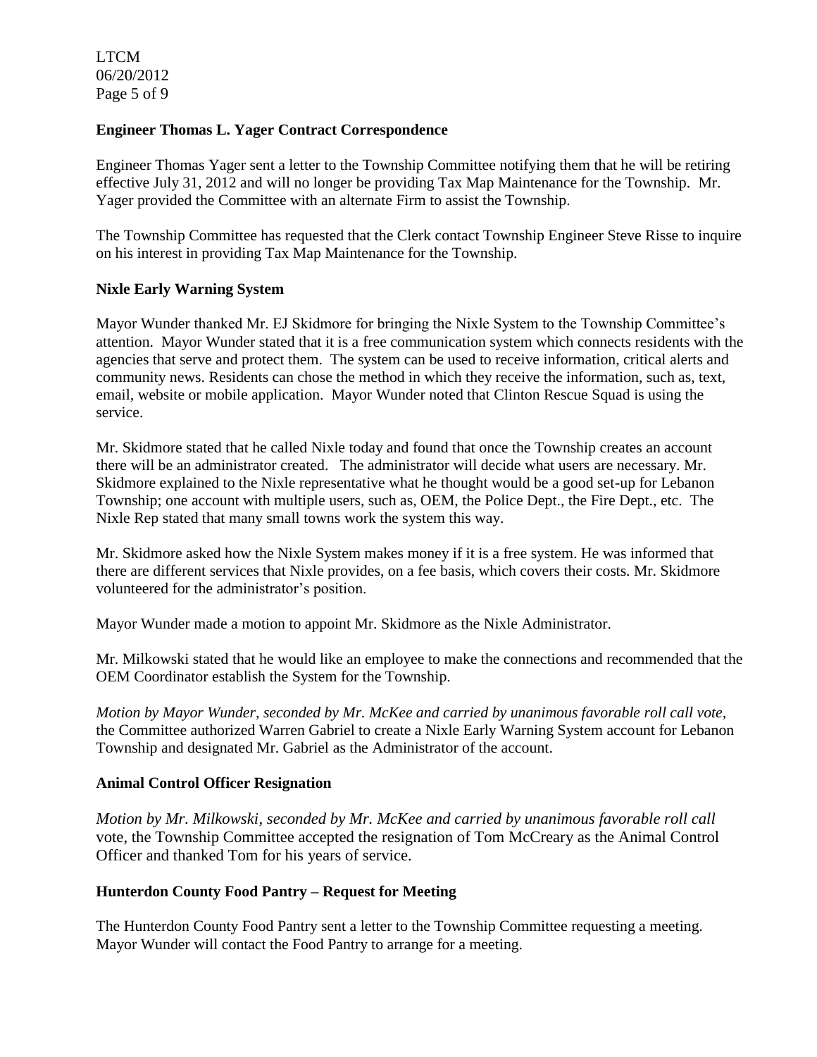**Engineer Thomas L. Yager Contract Correspondence**

Engineer Thomas Yager sent a letter to the Township Committee notifying them that he will be retiring effective July 31, 2012 and will no longer be providing Tax Map Maintenance for the Township. Mr. Yager provided the Committee with an alternate Firm to assist the Township.

The Township Committee has requested that the Clerk contact Township Engineer Steve Risse to inquire on his interest in providing Tax Map Maintenance for the Township.

**Nixle Early Warning System**

Mayor Wunder thanked Mr. EJ Skidmore for bringing the Nixle System to the Township Committee's attention. Mayor Wunder stated that it is a free communication system which connects residents with the agencies that serve and protect them. The system can be used to receive information, critical alerts and community news. Residents can chose the method in which they receive the information, such as, text, email, website or mobile application. Mayor Wunder noted that Clinton Rescue Squad is using the service.

Mr. Skidmore stated that he called Nixle today and found that once the Township creates an account there will be an administrator created. The administrator will decide what users are necessary. Mr. Skidmore explained to the Nixle representative what he thought would be a good set-up for Lebanon Township; one account with multiple users, such as, OEM, the Police Dept., the Fire Dept., etc. The Nixle Rep stated that many small towns work the system this way.

Mr. Skidmore asked how the Nixle System makes money if it is a free system. He was informed that there are different services that Nixle provides, on a fee basis, which covers their costs. Mr. Skidmore volunteered for the administrator's position.

Mayor Wunder made a motion to appoint Mr. Skidmore as the Nixle Administrator.

Mr. Milkowski stated that he would like an employee to make the connections and recommended that the OEM Coordinator establish the System for the Township.

*Motion by Mayor Wunder, seconded by Mr. McKee and carried by unanimous favorable roll call vote*, the Committee authorized Warren Gabriel to create a Nixle Early Warning System account for Lebanon Township and designated Mr. Gabriel as the Administrator of the account.

**Animal Control Officer Resignation**

*Motion by Mr. Milkowski, seconded by Mr. McKee and carried by unanimous favorable roll call* vote, the Township Committee accepted the resignation of Tom McCreary as the Animal Control Officer and thanked Tom for his years of service.

**Hunterdon County Food Pantry – Request for Meeting**

The Hunterdon County Food Pantry sent a letter to the Township Committee requesting a meeting. Mayor Wunder will contact the Food Pantry to arrange for a meeting.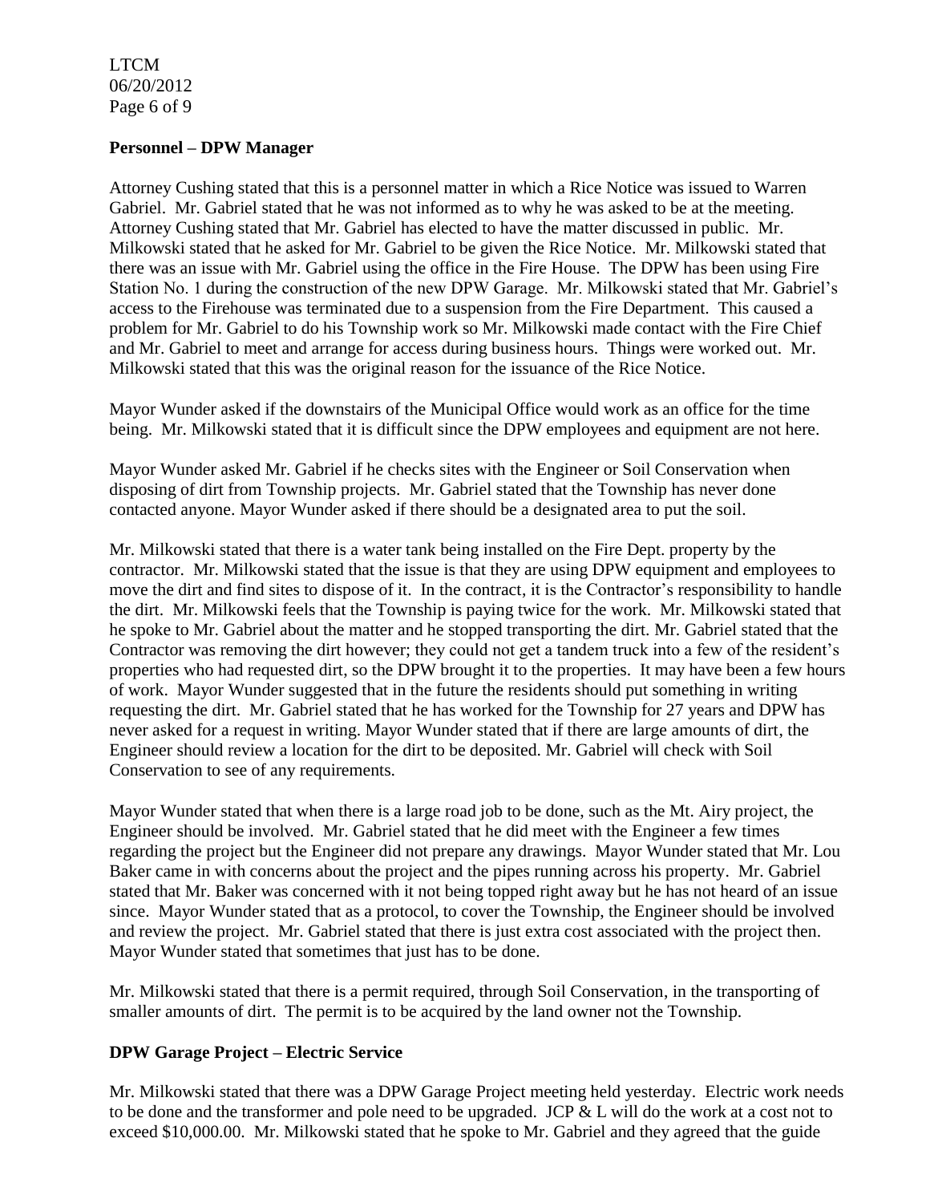**Personnel – DPW Manager**

Attorney Cushing stated that this is a personnel matter in which a Rice Notice was issued to Warren Gabriel. Mr. Gabriel stated that he was not informed as to why he was asked to be at the meeting. Attorney Cushing stated that Mr. Gabriel has elected to have the matter discussed in public. Mr. Milkowski stated that he asked for Mr. Gabriel to be given the Rice Notice. Mr. Milkowski stated that there was an issue with Mr. Gabriel using the office in the Fire House. The DPW has been using Fire Station No. 1 during the construction of the new DPW Garage. Mr. Milkowski stated that Mr. Gabriel's access to the Firehouse was terminated due to a suspension from the Fire Department. This caused a problem for Mr. Gabriel to do his Township work so Mr. Milkowski made contact with the Fire Chief and Mr. Gabriel to meet and arrange for access during business hours. Things were worked out. Mr. Milkowski stated that this was the original reason for the issuance of the Rice Notice.

Mayor Wunder asked if the downstairs of the Municipal Office would work as an office for the time being. Mr. Milkowski stated that it is difficult since the DPW employees and equipment are not here.

Mayor Wunder asked Mr. Gabriel if he checks sites with the Engineer or Soil Conservation when disposing of dirt from Township projects. Mr. Gabriel stated that the Township has never done contacted anyone. Mayor Wunder asked if there should be a designated area to put the soil.

Mr. Milkowski stated that there is a water tank being installed on the Fire Dept. property by the contractor. Mr. Milkowski stated that the issue is that they are using DPW equipment and employees to move the dirt and find sites to dispose of it. In the contract, it is the Contractor's responsibility to handle the dirt. Mr. Milkowski feels that the Township is paying twice for the work. Mr. Milkowski stated that he spoke to Mr. Gabriel about the matter and he stopped transporting the dirt. Mr. Gabriel stated that the Contractor was removing the dirt however; they could not get a tandem truck into a few of the resident's properties who had requested dirt, so the DPW brought it to the properties. It may have been a few hours of work. Mayor Wunder suggested that in the future the residents should put something in writing requesting the dirt. Mr. Gabriel stated that he has worked for the Township for 27 years and DPW has never asked for a request in writing. Mayor Wunder stated that if there are large amounts of dirt, the Engineer should review a location for the dirt to be deposited. Mr. Gabriel will check with Soil Conservation to see of any requirements.

Mayor Wunder stated that when there is a large road job to be done, such as the Mt. Airy project, the Engineer should be involved. Mr. Gabriel stated that he did meet with the Engineer a few times regarding the project but the Engineer did not prepare any drawings. Mayor Wunder stated that Mr. Lou Baker came in with concerns about the project and the pipes running across his property. Mr. Gabriel stated that Mr. Baker was concerned with it not being topped right away but he has not heard of an issue since. Mayor Wunder stated that as a protocol, to cover the Township, the Engineer should be involved and review the project. Mr. Gabriel stated that there is just extra cost associated with the project then. Mayor Wunder stated that sometimes that just has to be done.

Mr. Milkowski stated that there is a permit required, through Soil Conservation, in the transporting of smaller amounts of dirt. The permit is to be acquired by the land owner not the Township.

**DPW Garage Project – Electric Service**

Mr. Milkowski stated that there was a DPW Garage Project meeting held yesterday. Electric work needs to be done and the transformer and pole need to be upgraded. JCP & L will do the work at a cost not to exceed $10,000.00. Mr. Milkowski stated that he spoke to Mr. Gabriel and they agreed that the guide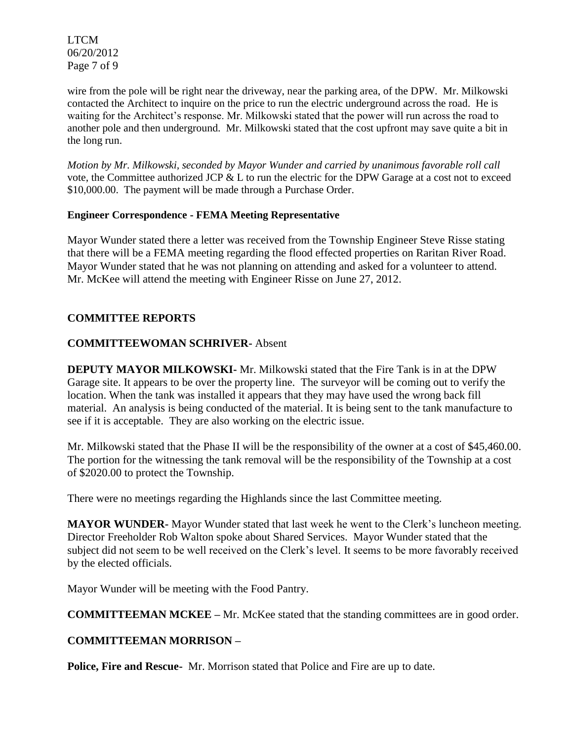wire from the pole will be right near the driveway, near the parking area, of the DPW. Mr. Milkowski contacted the Architect to inquire on the price to run the electric underground across the road. He is waiting for the Architect's response. Mr. Milkowski stated that the power will run across the road to another pole and then underground. Mr. Milkowski stated that the cost upfront may save quite a bit in the long run.

*Motion by Mr. Milkowski, seconded by Mayor Wunder and carried by unanimous favorable roll call* vote, the Committee authorized JCP & L to run the electric for the DPW Garage at a cost not to exceed $10,000.00. The payment will be made through a Purchase Order.

**Engineer Correspondence - FEMA Meeting Representative**

Mayor Wunder stated there a letter was received from the Township Engineer Steve Risse stating that there will be a FEMA meeting regarding the flood effected properties on Raritan River Road. Mayor Wunder stated that he was not planning on attending and asked for a volunteer to attend. Mr. McKee will attend the meeting with Engineer Risse on June 27, 2012.

## COMMITTEE REPORTS

**COMMITTEEWOMAN SCHRIVER-** Absent

**DEPUTY MAYOR MILKOWSKI-** Mr. Milkowski stated that the Fire Tank is in at the DPW Garage site. It appears to be over the property line. The surveyor will be coming out to verify the location. When the tank was installed it appears that they may have used the wrong back fill material. An analysis is being conducted of the material. It is being sent to the tank manufacture to see if it is acceptable. They are also working on the electric issue.

Mr. Milkowski stated that the Phase II will be the responsibility of the owner at a cost of $45,460.00. The portion for the witnessing the tank removal will be the responsibility of the Township at a cost of $2020.00 to protect the Township.

There were no meetings regarding the Highlands since the last Committee meeting.

**MAYOR WUNDER-** Mayor Wunder stated that last week he went to the Clerk's luncheon meeting. Director Freeholder Rob Walton spoke about Shared Services. Mayor Wunder stated that the subject did not seem to be well received on the Clerk's level. It seems to be more favorably received by the elected officials.

Mayor Wunder will be meeting with the Food Pantry.

**COMMITTEEMAN MCKEE –** Mr. McKee stated that the standing committees are in good order.

**COMMITTEEMAN MORRISON –**

**Police, Fire and Rescue-** Mr. Morrison stated that Police and Fire are up to date.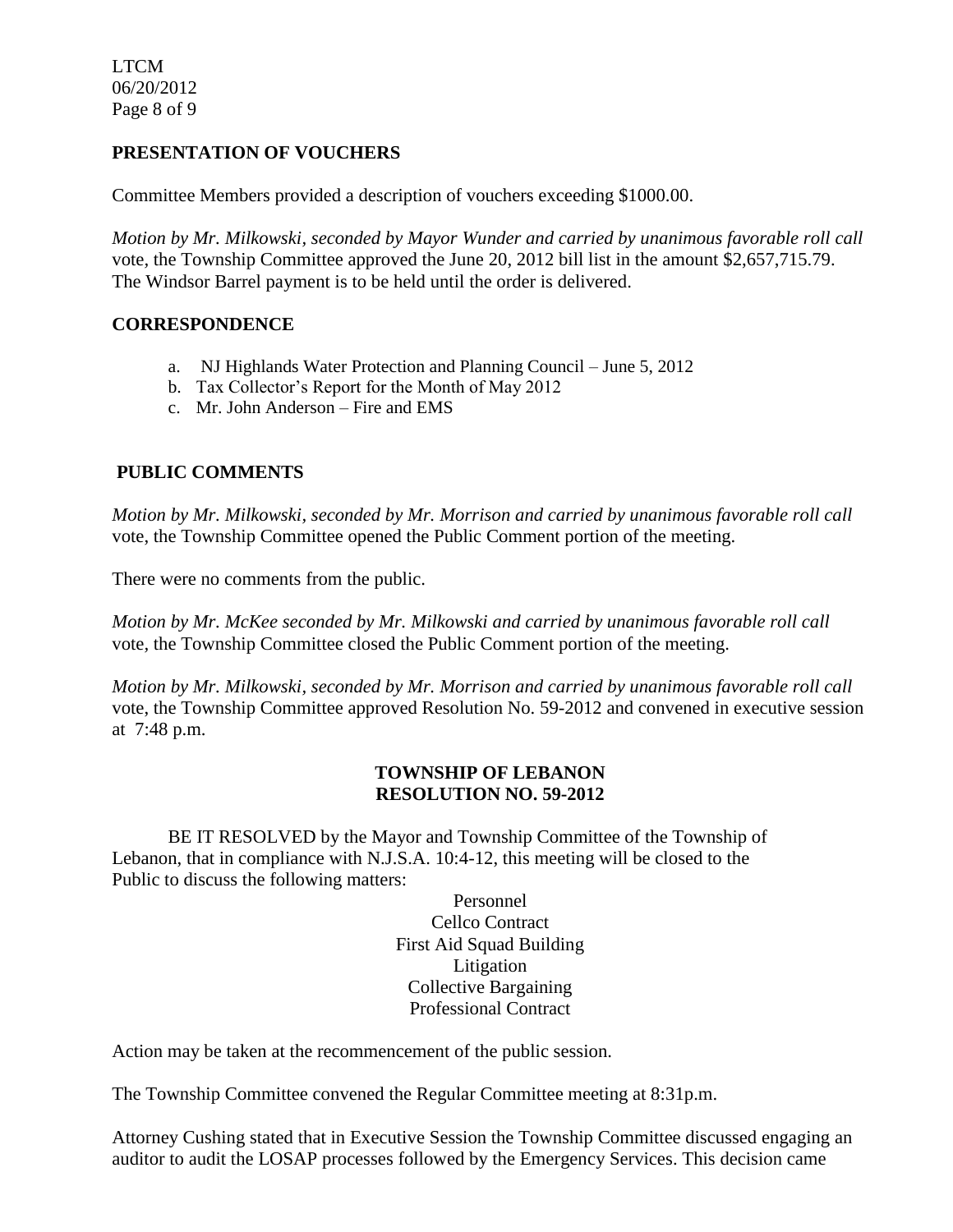## PRESENTATION OF VOUCHERS

Committee Members provided a description of vouchers exceeding $1000.00.

*Motion by Mr. Milkowski, seconded by Mayor Wunder and carried by unanimous favorable roll call* vote, the Township Committee approved the June 20, 2012 bill list in the amount $2,657,715.79. The Windsor Barrel payment is to be held until the order is delivered.

## CORRESPONDENCE

a. NJ Highlands Water Protection and Planning Council – June 5, 2012
b. Tax Collector's Report for the Month of May 2012
c. Mr. John Anderson – Fire and EMS

## PUBLIC COMMENTS

*Motion by Mr. Milkowski, seconded by Mr. Morrison and carried by unanimous favorable roll call* vote, the Township Committee opened the Public Comment portion of the meeting.

There were no comments from the public.

*Motion by Mr. McKee seconded by Mr. Milkowski and carried by unanimous favorable roll call* vote, the Township Committee closed the Public Comment portion of the meeting.

*Motion by Mr. Milkowski, seconded by Mr. Morrison and carried by unanimous favorable roll call* vote, the Township Committee approved Resolution No. 59-2012 and convened in executive session at 7:48 p.m.

**TOWNSHIP OF LEBANON**
**RESOLUTION NO. 59-2012**

BE IT RESOLVED by the Mayor and Township Committee of the Township of Lebanon, that in compliance with N.J.S.A. 10:4-12, this meeting will be closed to the Public to discuss the following matters:

Personnel
Cellco Contract
First Aid Squad Building
Litigation
Collective Bargaining
Professional Contract

Action may be taken at the recommencement of the public session.

The Township Committee convened the Regular Committee meeting at 8:31p.m.

Attorney Cushing stated that in Executive Session the Township Committee discussed engaging an auditor to audit the LOSAP processes followed by the Emergency Services. This decision came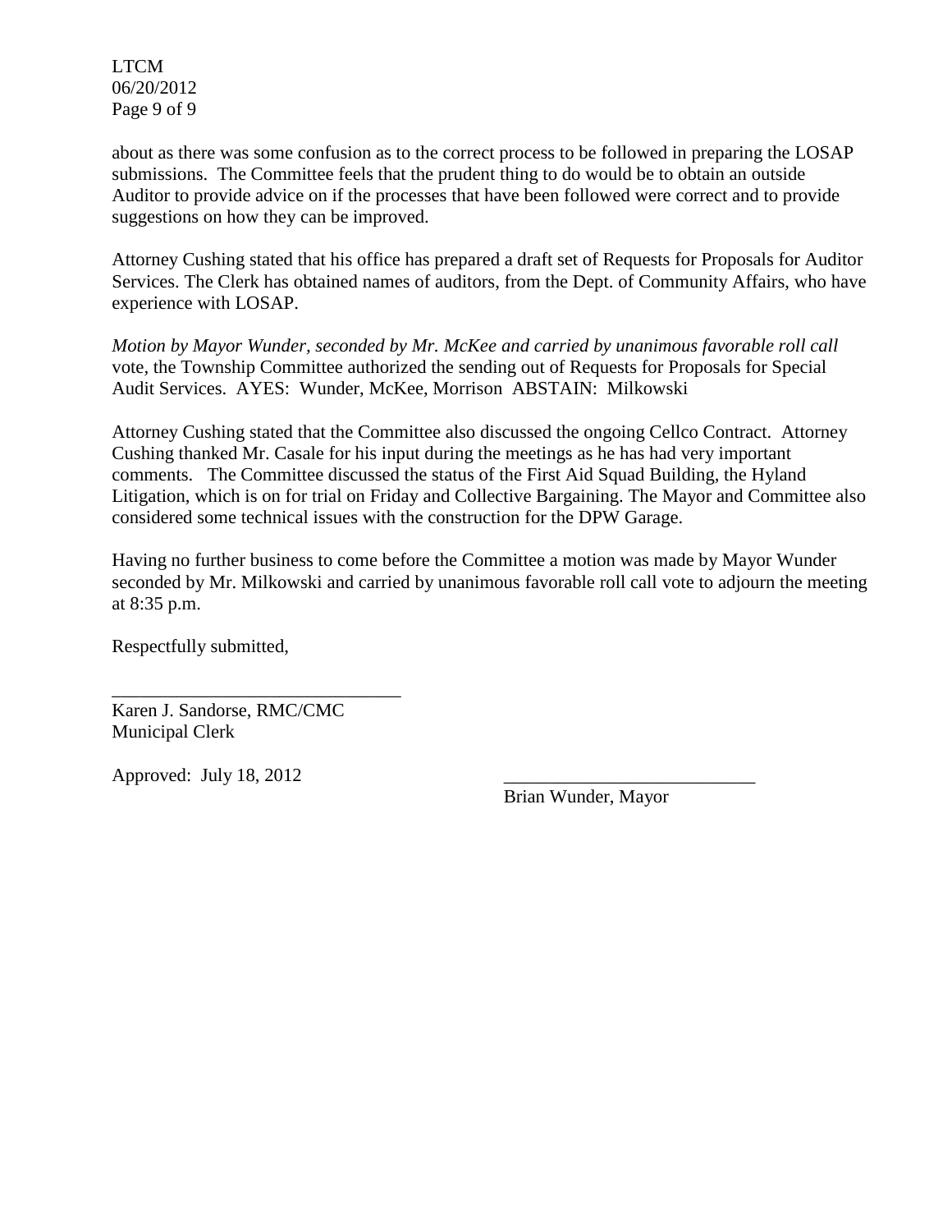about as there was some confusion as to the correct process to be followed in preparing the LOSAP submissions. The Committee feels that the prudent thing to do would be to obtain an outside Auditor to provide advice on if the processes that have been followed were correct and to provide suggestions on how they can be improved.

Attorney Cushing stated that his office has prepared a draft set of Requests for Proposals for Auditor Services. The Clerk has obtained names of auditors, from the Dept. of Community Affairs, who have experience with LOSAP.

*Motion by Mayor Wunder, seconded by Mr. McKee and carried by unanimous favorable roll call* vote, the Township Committee authorized the sending out of Requests for Proposals for Special Audit Services. AYES: Wunder, McKee, Morrison ABSTAIN: Milkowski

Attorney Cushing stated that the Committee also discussed the ongoing Cellco Contract. Attorney Cushing thanked Mr. Casale for his input during the meetings as he has had very important comments. The Committee discussed the status of the First Aid Squad Building, the Hyland Litigation, which is on for trial on Friday and Collective Bargaining. The Mayor and Committee also considered some technical issues with the construction for the DPW Garage.

Having no further business to come before the Committee a motion was made by Mayor Wunder seconded by Mr. Milkowski and carried by unanimous favorable roll call vote to adjourn the meeting at 8:35 p.m.

Respectfully submitted,

_______________________________
Karen J. Sandorse, RMC/CMC
Municipal Clerk

Approved: July 18, 2012

_______________________________
Brian Wunder, Mayor